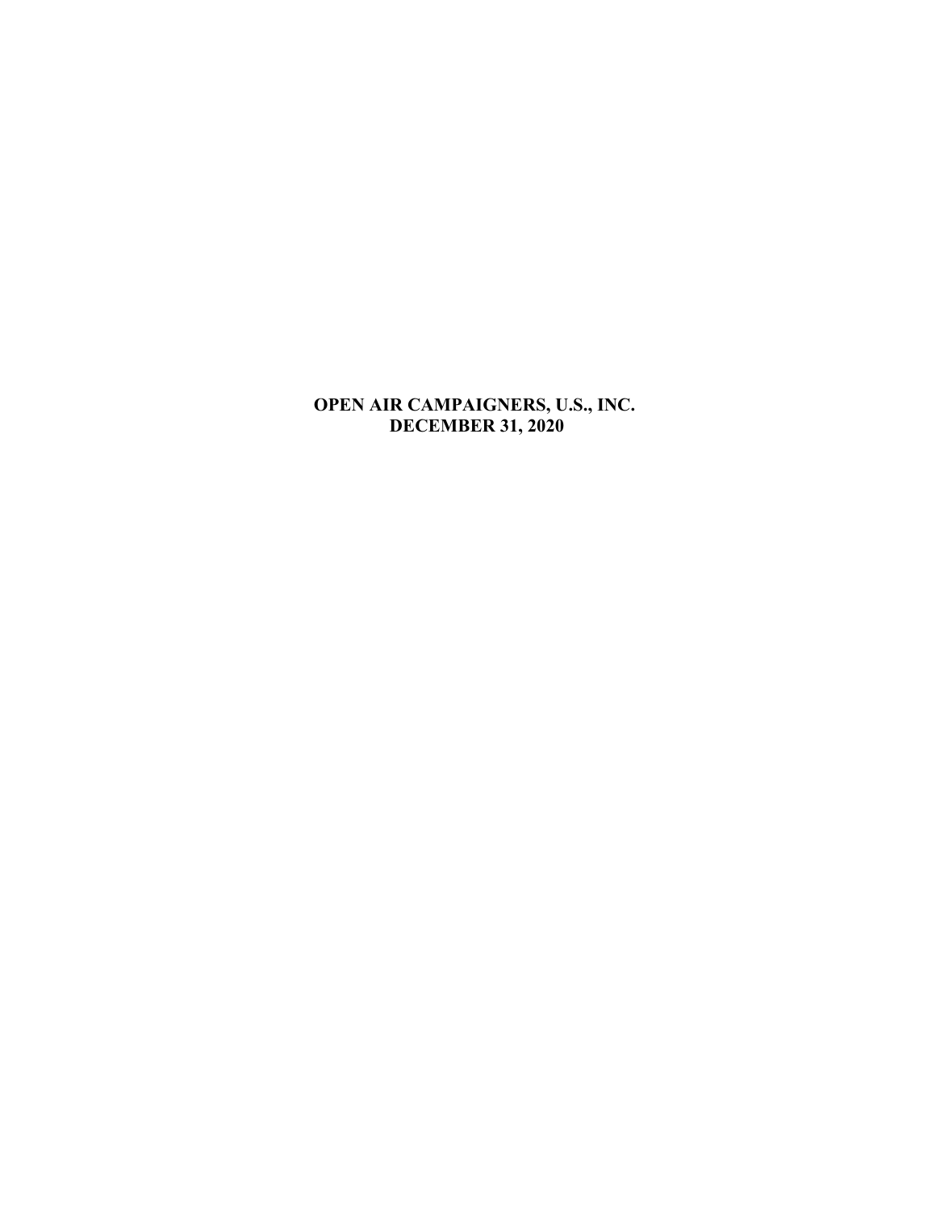**OPEN AIR CAMPAIGNERS, U.S., INC.**
**DECEMBER 31, 2020**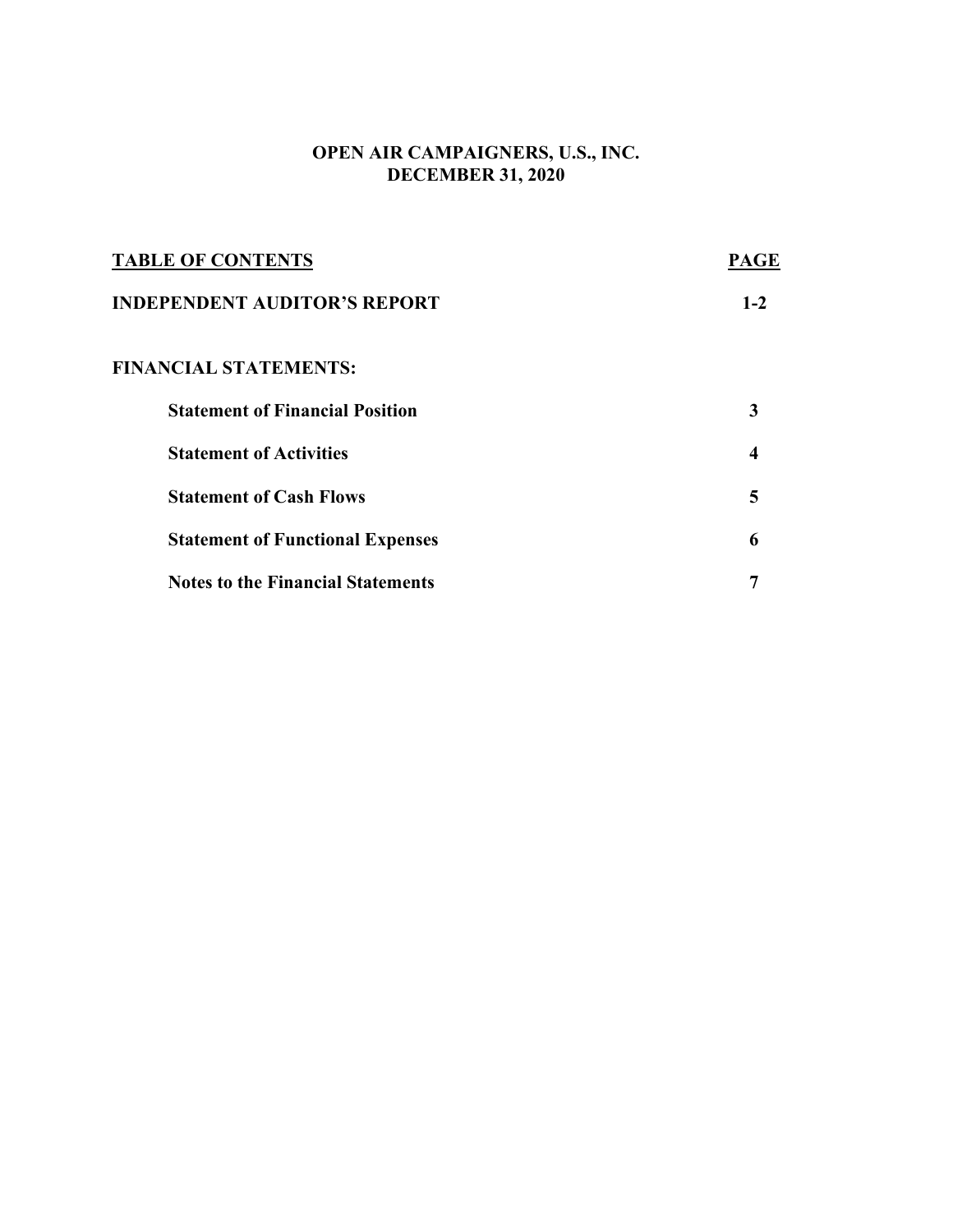# OPEN AIR CAMPAIGNERS, U.S., INC.
## DECEMBER 31, 2020

| TABLE OF CONTENTS | PAGE |
|---|---|
| **INDEPENDENT AUDITOR'S REPORT** | **1-2** |
| **FINANCIAL STATEMENTS:** | |
| **Statement of Financial Position** | **3** |
| **Statement of Activities** | **4** |
| **Statement of Cash Flows** | **5** |
| **Statement of Functional Expenses** | **6** |
| **Notes to the Financial Statements** | **7** |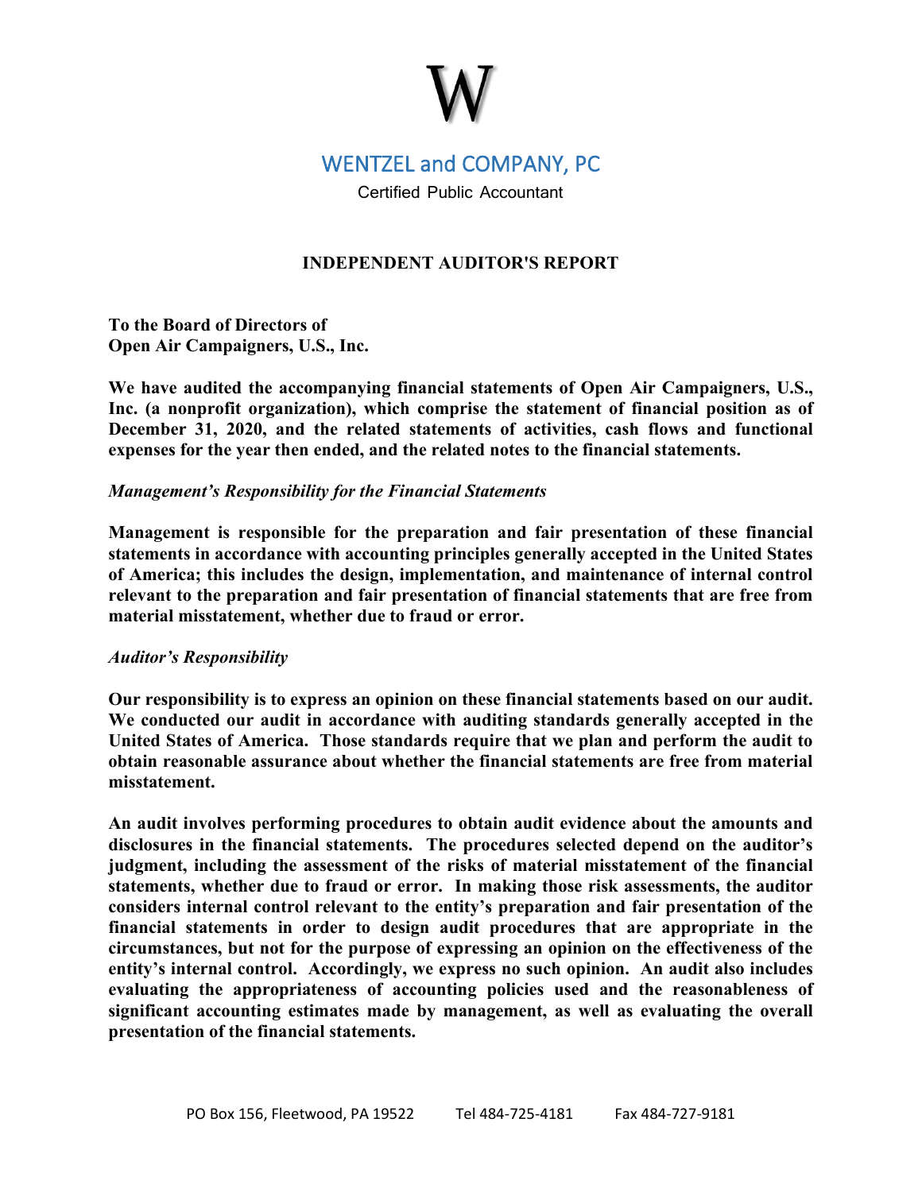# W

## WENTZEL and COMPANY, PC

Certified Public Accountant

### INDEPENDENT AUDITOR'S REPORT

**To the Board of Directors of**
**Open Air Campaigners, U.S., Inc.**

**We have audited the accompanying financial statements of Open Air Campaigners, U.S., Inc. (a nonprofit organization), which comprise the statement of financial position as of December 31, 2020, and the related statements of activities, cash flows and functional expenses for the year then ended, and the related notes to the financial statements.**

***Management's Responsibility for the Financial Statements***

**Management is responsible for the preparation and fair presentation of these financial statements in accordance with accounting principles generally accepted in the United States of America; this includes the design, implementation, and maintenance of internal control relevant to the preparation and fair presentation of financial statements that are free from material misstatement, whether due to fraud or error.**

***Auditor's Responsibility***

**Our responsibility is to express an opinion on these financial statements based on our audit. We conducted our audit in accordance with auditing standards generally accepted in the United States of America. Those standards require that we plan and perform the audit to obtain reasonable assurance about whether the financial statements are free from material misstatement.**

**An audit involves performing procedures to obtain audit evidence about the amounts and disclosures in the financial statements. The procedures selected depend on the auditor's judgment, including the assessment of the risks of material misstatement of the financial statements, whether due to fraud or error. In making those risk assessments, the auditor considers internal control relevant to the entity's preparation and fair presentation of the financial statements in order to design audit procedures that are appropriate in the circumstances, but not for the purpose of expressing an opinion on the effectiveness of the entity's internal control. Accordingly, we express no such opinion. An audit also includes evaluating the appropriateness of accounting policies used and the reasonableness of significant accounting estimates made by management, as well as evaluating the overall presentation of the financial statements.**

PO Box 156, Fleetwood, PA 19522    Tel 484-725-4181    Fax 484-727-9181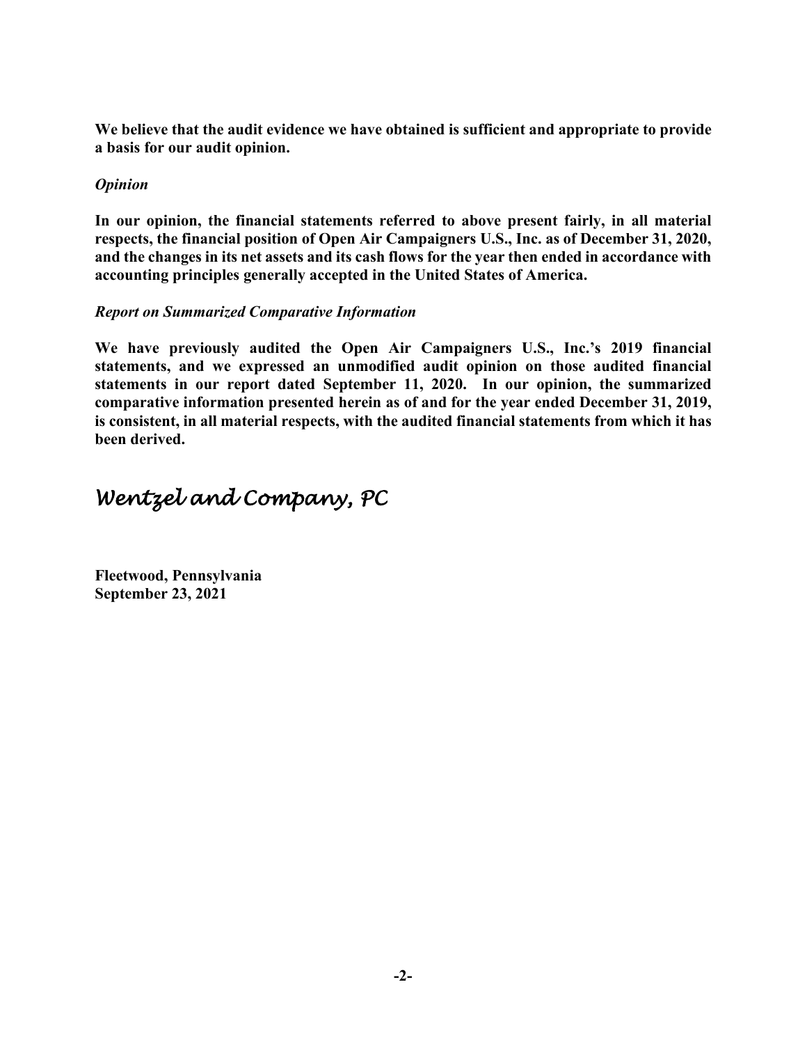**We believe that the audit evidence we have obtained is sufficient and appropriate to provide a basis for our audit opinion.**

***Opinion***

**In our opinion, the financial statements referred to above present fairly, in all material respects, the financial position of Open Air Campaigners U.S., Inc. as of December 31, 2020, and the changes in its net assets and its cash flows for the year then ended in accordance with accounting principles generally accepted in the United States of America.**

***Report on Summarized Comparative Information***

**We have previously audited the Open Air Campaigners U.S., Inc.'s 2019 financial statements, and we expressed an unmodified audit opinion on those audited financial statements in our report dated September 11, 2020. In our opinion, the summarized comparative information presented herein as of and for the year ended December 31, 2019, is consistent, in all material respects, with the audited financial statements from which it has been derived.**

*Wentzel and Company, PC*

**Fleetwood, Pennsylvania**
**September 23, 2021**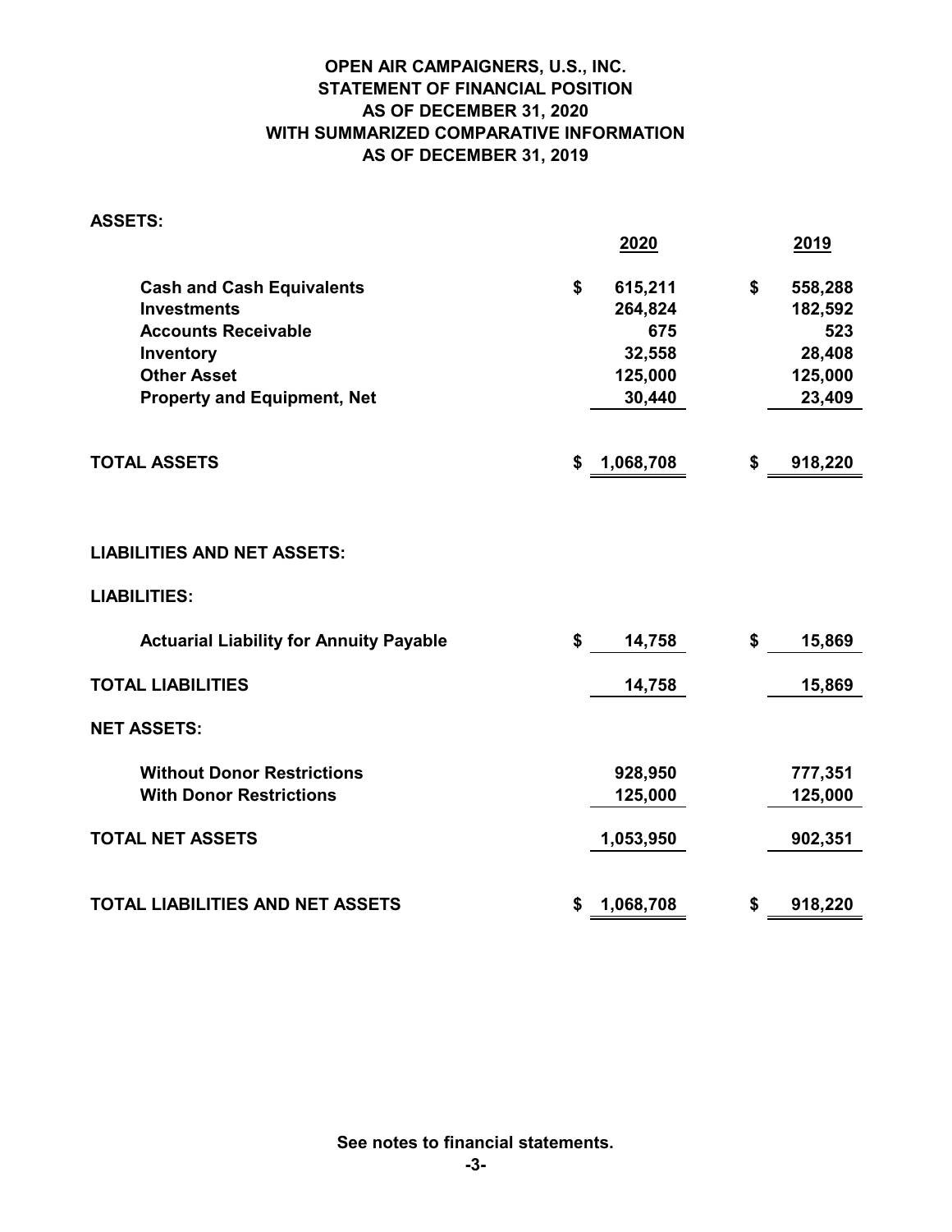# OPEN AIR CAMPAIGNERS, U.S., INC.
## STATEMENT OF FINANCIAL POSITION
## AS OF DECEMBER 31, 2020
## WITH SUMMARIZED COMPARATIVE INFORMATION
## AS OF DECEMBER 31, 2019

**ASSETS:**

| | 2020 | 2019 |
|---|---|---|
| **Cash and Cash Equivalents** | $ 615,211 | $ 558,288 |
| **Investments** | 264,824 | 182,592 |
| **Accounts Receivable** | 675 | 523 |
| **Inventory** | 32,558 | 28,408 |
| **Other Asset** | 125,000 | 125,000 |
| **Property and Equipment, Net** | 30,440 | 23,409 |
| **TOTAL ASSETS** | $ 1,068,708 | $ 918,220 |

**LIABILITIES AND NET ASSETS:**

| | 2020 | 2019 |
|---|---|---|
| **LIABILITIES:** | | |
| **Actuarial Liability for Annuity Payable** | $ 14,758 | $ 15,869 |
| **TOTAL LIABILITIES** | 14,758 | 15,869 |
| **NET ASSETS:** | | |
| **Without Donor Restrictions** | 928,950 | 777,351 |
| **With Donor Restrictions** | 125,000 | 125,000 |
| **TOTAL NET ASSETS** | 1,053,950 | 902,351 |
| **TOTAL LIABILITIES AND NET ASSETS** | $ 1,068,708 | $ 918,220 |

**See notes to financial statements.**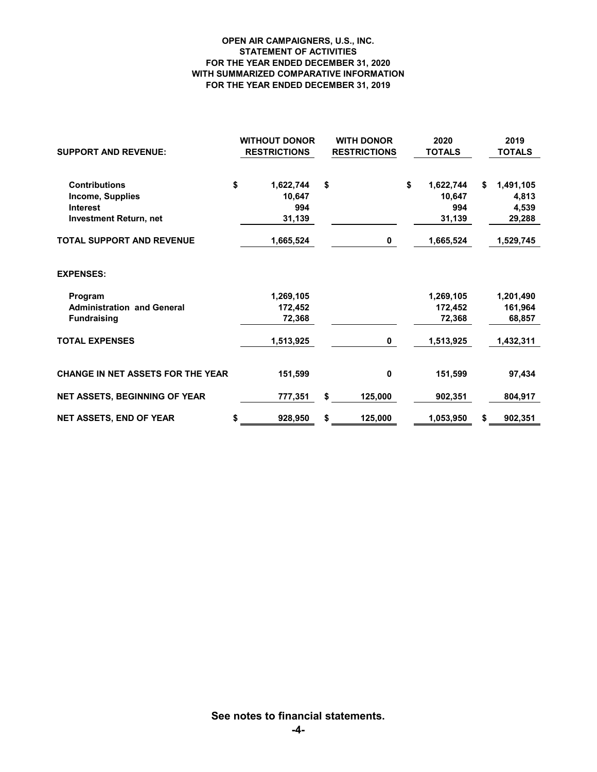# OPEN AIR CAMPAIGNERS, U.S., INC.
## STATEMENT OF ACTIVITIES
### FOR THE YEAR ENDED DECEMBER 31, 2020
### WITH SUMMARIZED COMPARATIVE INFORMATION
### FOR THE YEAR ENDED DECEMBER 31, 2019

| SUPPORT AND REVENUE: | WITHOUT DONOR RESTRICTIONS | WITH DONOR RESTRICTIONS | 2020 TOTALS | 2019 TOTALS |
|---|---|---|---|---|
| Contributions | $ 1,622,744 | $ | $ 1,622,744 | $ 1,491,105 |
| Income, Supplies | 10,647 | | 10,647 | 4,813 |
| Interest | 994 | | 994 | 4,539 |
| Investment Return, net | 31,139 | | 31,139 | 29,288 |
| **TOTAL SUPPORT AND REVENUE** | 1,665,524 | 0 | 1,665,524 | 1,529,745 |
| **EXPENSES:** | | | | |
| Program | 1,269,105 | | 1,269,105 | 1,201,490 |
| Administration and General | 172,452 | | 172,452 | 161,964 |
| Fundraising | 72,368 | | 72,368 | 68,857 |
| **TOTAL EXPENSES** | 1,513,925 | 0 | 1,513,925 | 1,432,311 |
| **CHANGE IN NET ASSETS FOR THE YEAR** | 151,599 | 0 | 151,599 | 97,434 |
| **NET ASSETS, BEGINNING OF YEAR** | 777,351 | $ 125,000 | 902,351 | 804,917 |
| **NET ASSETS, END OF YEAR** | $ 928,950 | $ 125,000 | 1,053,950 | $ 902,351 |

**See notes to financial statements.**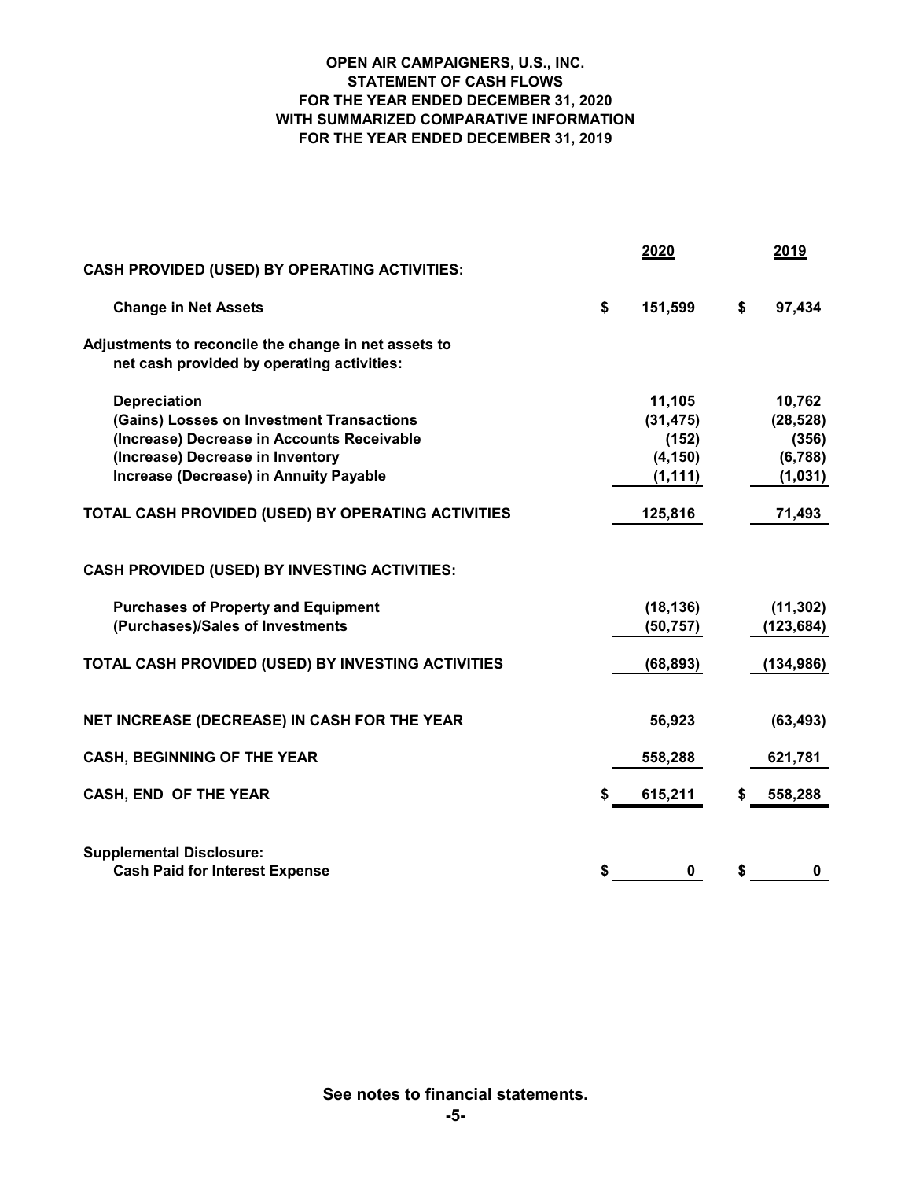**OPEN AIR CAMPAIGNERS, U.S., INC.**
**STATEMENT OF CASH FLOWS**
**FOR THE YEAR ENDED DECEMBER 31, 2020**
**WITH SUMMARIZED COMPARATIVE INFORMATION**
**FOR THE YEAR ENDED DECEMBER 31, 2019**

| | 2020 | 2019 |
|---|---|---|
| **CASH PROVIDED (USED) BY OPERATING ACTIVITIES:** | | |
| Change in Net Assets | $ 151,599 | $ 97,434 |
| Adjustments to reconcile the change in net assets to net cash provided by operating activities: | | |
| Depreciation | 11,105 | 10,762 |
| (Gains) Losses on Investment Transactions | (31,475) | (28,528) |
| (Increase) Decrease in Accounts Receivable | (152) | (356) |
| (Increase) Decrease in Inventory | (4,150) | (6,788) |
| Increase (Decrease) in Annuity Payable | (1,111) | (1,031) |
| **TOTAL CASH PROVIDED (USED) BY OPERATING ACTIVITIES** | 125,816 | 71,493 |
| **CASH PROVIDED (USED) BY INVESTING ACTIVITIES:** | | |
| Purchases of Property and Equipment | (18,136) | (11,302) |
| (Purchases)/Sales of Investments | (50,757) | (123,684) |
| **TOTAL CASH PROVIDED (USED) BY INVESTING ACTIVITIES** | (68,893) | (134,986) |
| **NET INCREASE (DECREASE) IN CASH FOR THE YEAR** | 56,923 | (63,493) |
| **CASH, BEGINNING OF THE YEAR** | 558,288 | 621,781 |
| **CASH, END OF THE YEAR** | $ 615,211 | $ 558,288 |
| **Supplemental Disclosure:** | | |
| Cash Paid for Interest Expense | $ 0 | $ 0 |

**See notes to financial statements.**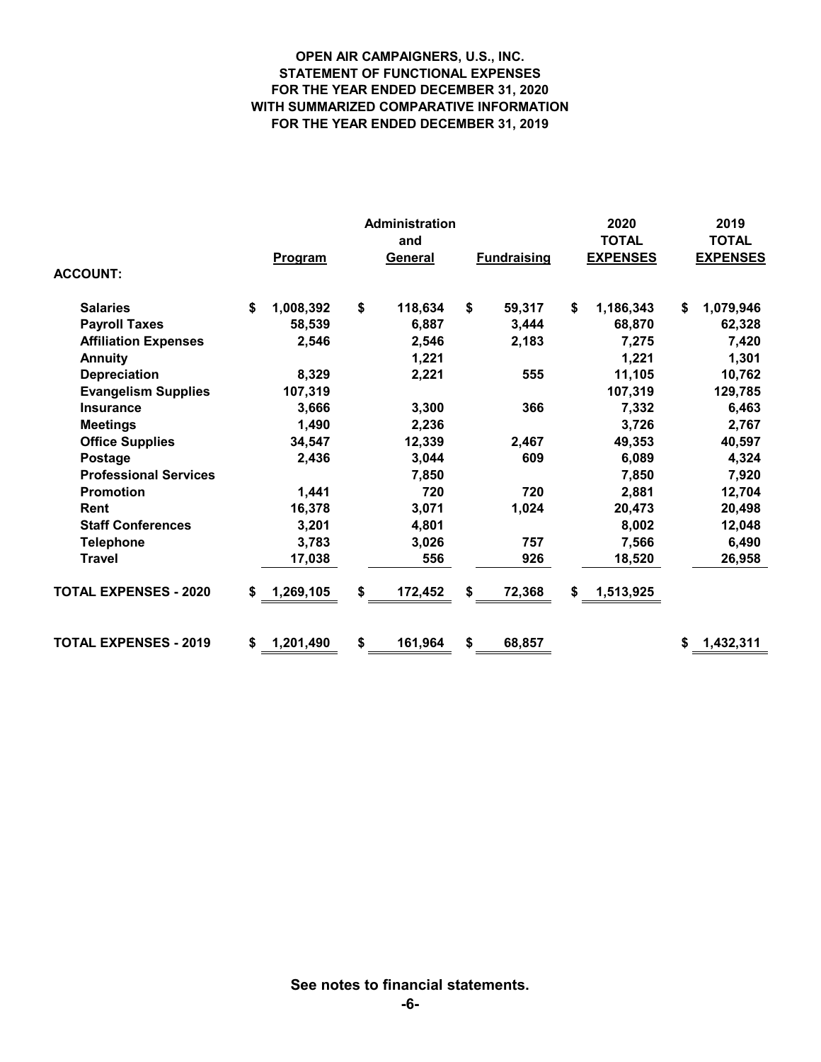# OPEN AIR CAMPAIGNERS, U.S., INC.
## STATEMENT OF FUNCTIONAL EXPENSES
## FOR THE YEAR ENDED DECEMBER 31, 2020
## WITH SUMMARIZED COMPARATIVE INFORMATION
## FOR THE YEAR ENDED DECEMBER 31, 2019

| ACCOUNT: | Program | Administration and General | Fundraising | 2020 TOTAL EXPENSES | 2019 TOTAL EXPENSES |
|---|---|---|---|---|---|
| Salaries | $ 1,008,392 | $ 118,634 | $ 59,317 | $ 1,186,343 | $ 1,079,946 |
| Payroll Taxes | 58,539 | 6,887 | 3,444 | 68,870 | 62,328 |
| Affiliation Expenses | 2,546 | 2,546 | 2,183 | 7,275 | 7,420 |
| Annuity | | 1,221 | | 1,221 | 1,301 |
| Depreciation | 8,329 | 2,221 | 555 | 11,105 | 10,762 |
| Evangelism Supplies | 107,319 | | | 107,319 | 129,785 |
| Insurance | 3,666 | 3,300 | 366 | 7,332 | 6,463 |
| Meetings | 1,490 | 2,236 | | 3,726 | 2,767 |
| Office Supplies | 34,547 | 12,339 | 2,467 | 49,353 | 40,597 |
| Postage | 2,436 | 3,044 | 609 | 6,089 | 4,324 |
| Professional Services | | 7,850 | | 7,850 | 7,920 |
| Promotion | 1,441 | 720 | 720 | 2,881 | 12,704 |
| Rent | 16,378 | 3,071 | 1,024 | 20,473 | 20,498 |
| Staff Conferences | 3,201 | 4,801 | | 8,002 | 12,048 |
| Telephone | 3,783 | 3,026 | 757 | 7,566 | 6,490 |
| Travel | 17,038 | 556 | 926 | 18,520 | 26,958 |
| TOTAL EXPENSES - 2020 | $ 1,269,105 | $ 172,452 | $ 72,368 | $ 1,513,925 | |
| TOTAL EXPENSES - 2019 | $ 1,201,490 | $ 161,964 | $ 68,857 | | $ 1,432,311 |

**See notes to financial statements.**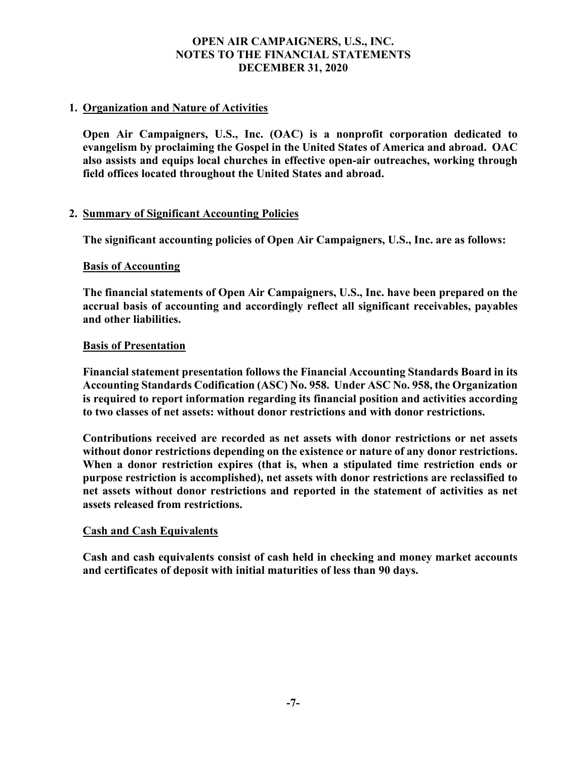# OPEN AIR CAMPAIGNERS, U.S., INC.
## NOTES TO THE FINANCIAL STATEMENTS
## DECEMBER 31, 2020

**1. Organization and Nature of Activities**

**Open Air Campaigners, U.S., Inc. (OAC) is a nonprofit corporation dedicated to evangelism by proclaiming the Gospel in the United States of America and abroad. OAC also assists and equips local churches in effective open-air outreaches, working through field offices located throughout the United States and abroad.**

**2. Summary of Significant Accounting Policies**

**The significant accounting policies of Open Air Campaigners, U.S., Inc. are as follows:**

**Basis of Accounting**

**The financial statements of Open Air Campaigners, U.S., Inc. have been prepared on the accrual basis of accounting and accordingly reflect all significant receivables, payables and other liabilities.**

**Basis of Presentation**

**Financial statement presentation follows the Financial Accounting Standards Board in its Accounting Standards Codification (ASC) No. 958. Under ASC No. 958, the Organization is required to report information regarding its financial position and activities according to two classes of net assets: without donor restrictions and with donor restrictions.**

**Contributions received are recorded as net assets with donor restrictions or net assets without donor restrictions depending on the existence or nature of any donor restrictions. When a donor restriction expires (that is, when a stipulated time restriction ends or purpose restriction is accomplished), net assets with donor restrictions are reclassified to net assets without donor restrictions and reported in the statement of activities as net assets released from restrictions.**

**Cash and Cash Equivalents**

**Cash and cash equivalents consist of cash held in checking and money market accounts and certificates of deposit with initial maturities of less than 90 days.**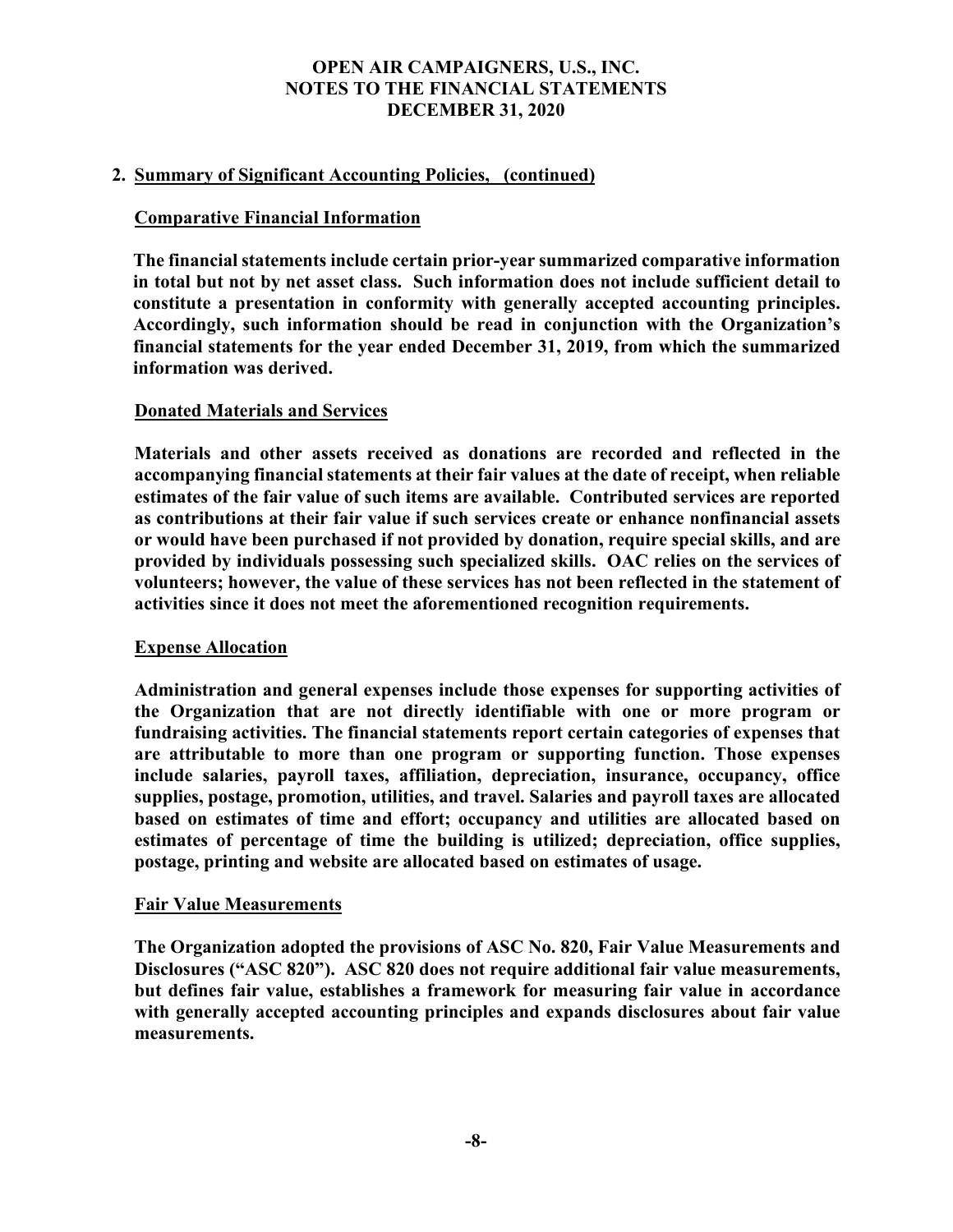## 2. Summary of Significant Accounting Policies, (continued)

### Comparative Financial Information

**The financial statements include certain prior-year summarized comparative information in total but not by net asset class. Such information does not include sufficient detail to constitute a presentation in conformity with generally accepted accounting principles. Accordingly, such information should be read in conjunction with the Organization's financial statements for the year ended December 31, 2019, from which the summarized information was derived.**

### Donated Materials and Services

**Materials and other assets received as donations are recorded and reflected in the accompanying financial statements at their fair values at the date of receipt, when reliable estimates of the fair value of such items are available. Contributed services are reported as contributions at their fair value if such services create or enhance nonfinancial assets or would have been purchased if not provided by donation, require special skills, and are provided by individuals possessing such specialized skills. OAC relies on the services of volunteers; however, the value of these services has not been reflected in the statement of activities since it does not meet the aforementioned recognition requirements.**

### Expense Allocation

**Administration and general expenses include those expenses for supporting activities of the Organization that are not directly identifiable with one or more program or fundraising activities. The financial statements report certain categories of expenses that are attributable to more than one program or supporting function. Those expenses include salaries, payroll taxes, affiliation, depreciation, insurance, occupancy, office supplies, postage, promotion, utilities, and travel. Salaries and payroll taxes are allocated based on estimates of time and effort; occupancy and utilities are allocated based on estimates of percentage of time the building is utilized; depreciation, office supplies, postage, printing and website are allocated based on estimates of usage.**

### Fair Value Measurements

**The Organization adopted the provisions of ASC No. 820, Fair Value Measurements and Disclosures ("ASC 820"). ASC 820 does not require additional fair value measurements, but defines fair value, establishes a framework for measuring fair value in accordance with generally accepted accounting principles and expands disclosures about fair value measurements.**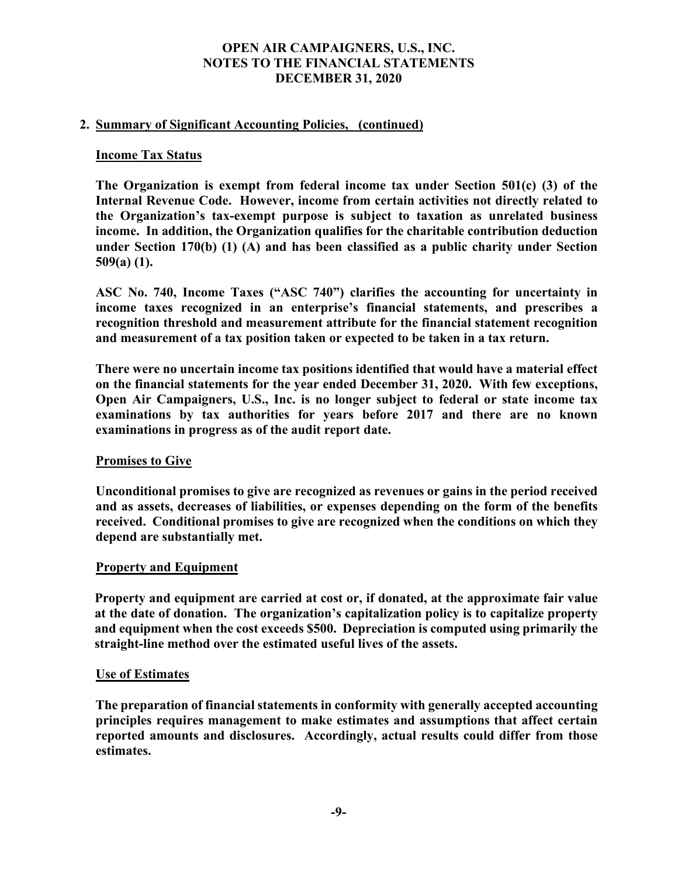# OPEN AIR CAMPAIGNERS, U.S., INC.
# NOTES TO THE FINANCIAL STATEMENTS
# DECEMBER 31, 2020

## 2. Summary of Significant Accounting Policies, (continued)

### Income Tax Status

**The Organization is exempt from federal income tax under Section 501(c) (3) of the Internal Revenue Code. However, income from certain activities not directly related to the Organization's tax-exempt purpose is subject to taxation as unrelated business income. In addition, the Organization qualifies for the charitable contribution deduction under Section 170(b) (1) (A) and has been classified as a public charity under Section 509(a) (1).**

**ASC No. 740, Income Taxes ("ASC 740") clarifies the accounting for uncertainty in income taxes recognized in an enterprise's financial statements, and prescribes a recognition threshold and measurement attribute for the financial statement recognition and measurement of a tax position taken or expected to be taken in a tax return.**

**There were no uncertain income tax positions identified that would have a material effect on the financial statements for the year ended December 31, 2020. With few exceptions, Open Air Campaigners, U.S., Inc. is no longer subject to federal or state income tax examinations by tax authorities for years before 2017 and there are no known examinations in progress as of the audit report date.**

### Promises to Give

**Unconditional promises to give are recognized as revenues or gains in the period received and as assets, decreases of liabilities, or expenses depending on the form of the benefits received. Conditional promises to give are recognized when the conditions on which they depend are substantially met.**

### Property and Equipment

**Property and equipment are carried at cost or, if donated, at the approximate fair value at the date of donation. The organization's capitalization policy is to capitalize property and equipment when the cost exceeds $500. Depreciation is computed using primarily the straight-line method over the estimated useful lives of the assets.**

### Use of Estimates

**The preparation of financial statements in conformity with generally accepted accounting principles requires management to make estimates and assumptions that affect certain reported amounts and disclosures. Accordingly, actual results could differ from those estimates.**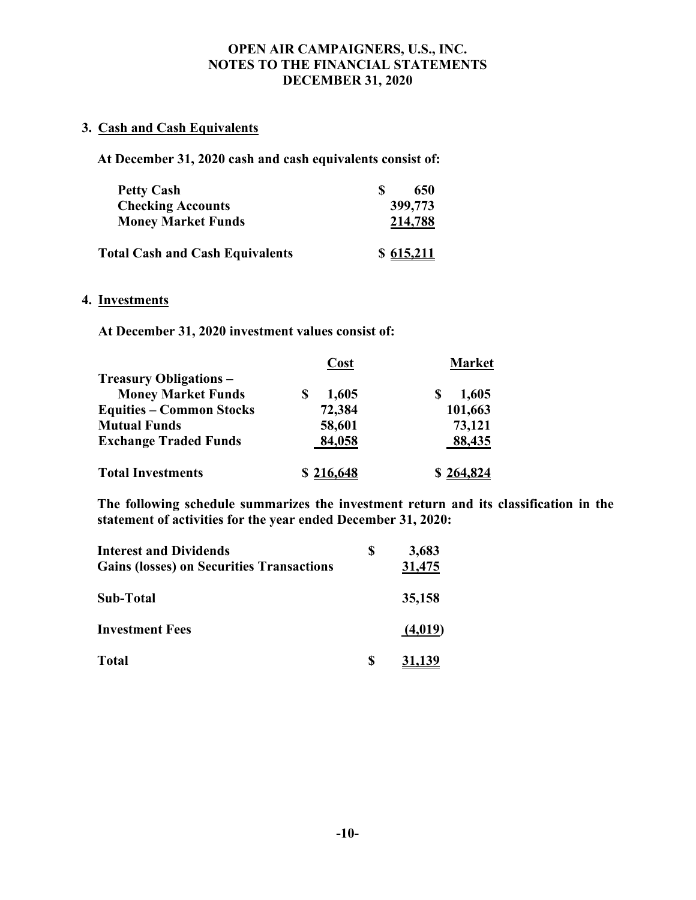# OPEN AIR CAMPAIGNERS, U.S., INC.
## NOTES TO THE FINANCIAL STATEMENTS
## DECEMBER 31, 2020

### 3. Cash and Cash Equivalents

**At December 31, 2020 cash and cash equivalents consist of:**

| | |
|---|---|
| **Petty Cash** | **$ 650** |
| **Checking Accounts** | **399,773** |
| **Money Market Funds** | **214,788** |
| **Total Cash and Cash Equivalents** | **$ 615,211** |

### 4. Investments

**At December 31, 2020 investment values consist of:**

| | **Cost** | **Market** |
|---|---|---|
| **Treasury Obligations –** | | |
| **Money Market Funds** | **$ 1,605** | **$ 1,605** |
| **Equities – Common Stocks** | **72,384** | **101,663** |
| **Mutual Funds** | **58,601** | **73,121** |
| **Exchange Traded Funds** | **84,058** | **88,435** |
| **Total Investments** | **$ 216,648** | **$ 264,824** |

**The following schedule summarizes the investment return and its classification in the statement of activities for the year ended December 31, 2020:**

| | |
|---|---|
| **Interest and Dividends** | **$ 3,683** |
| **Gains (losses) on Securities Transactions** | **31,475** |
| **Sub-Total** | **35,158** |
| **Investment Fees** | **(4,019)** |
| **Total** | **$ 31,139** |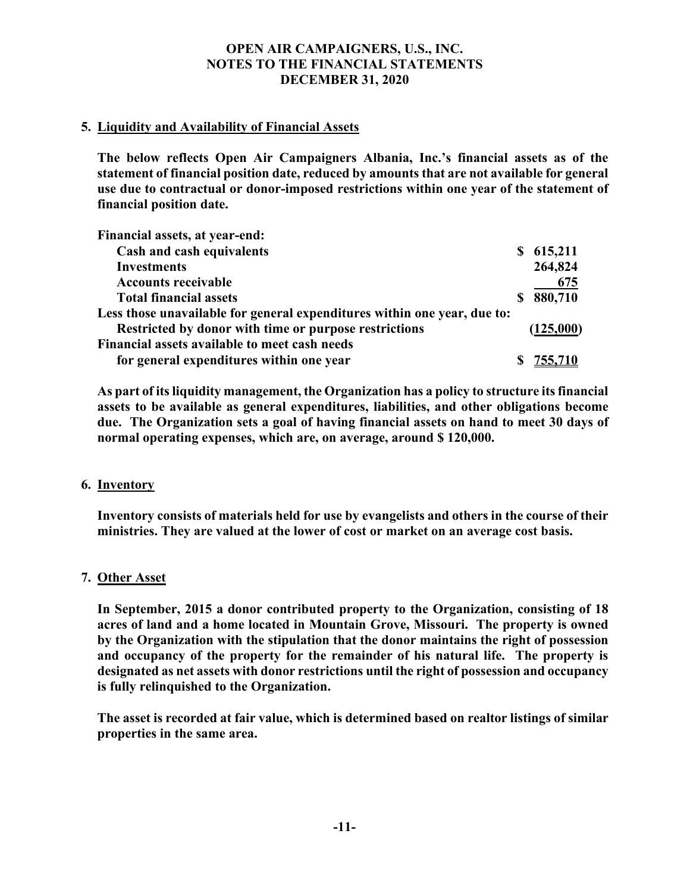# OPEN AIR CAMPAIGNERS, U.S., INC.
# NOTES TO THE FINANCIAL STATEMENTS
# DECEMBER 31, 2020

## 5. Liquidity and Availability of Financial Assets

**The below reflects Open Air Campaigners Albania, Inc.'s financial assets as of the statement of financial position date, reduced by amounts that are not available for general use due to contractual or donor-imposed restrictions within one year of the statement of financial position date.**

| | |
|---|---|
| **Financial assets, at year-end:** | |
| **Cash and cash equivalents** | **$ 615,211** |
| **Investments** | **264,824** |
| **Accounts receivable** | **675** |
| **Total financial assets** | **$ 880,710** |
| **Less those unavailable for general expenditures within one year, due to:** | |
| **Restricted by donor with time or purpose restrictions** | **(125,000)** |
| **Financial assets available to meet cash needs for general expenditures within one year** | **$ 755,710** |

**As part of its liquidity management, the Organization has a policy to structure its financial assets to be available as general expenditures, liabilities, and other obligations become due. The Organization sets a goal of having financial assets on hand to meet 30 days of normal operating expenses, which are, on average, around $ 120,000.**

## 6. Inventory

**Inventory consists of materials held for use by evangelists and others in the course of their ministries. They are valued at the lower of cost or market on an average cost basis.**

## 7. Other Asset

**In September, 2015 a donor contributed property to the Organization, consisting of 18 acres of land and a home located in Mountain Grove, Missouri. The property is owned by the Organization with the stipulation that the donor maintains the right of possession and occupancy of the property for the remainder of his natural life. The property is designated as net assets with donor restrictions until the right of possession and occupancy is fully relinquished to the Organization.**

**The asset is recorded at fair value, which is determined based on realtor listings of similar properties in the same area.**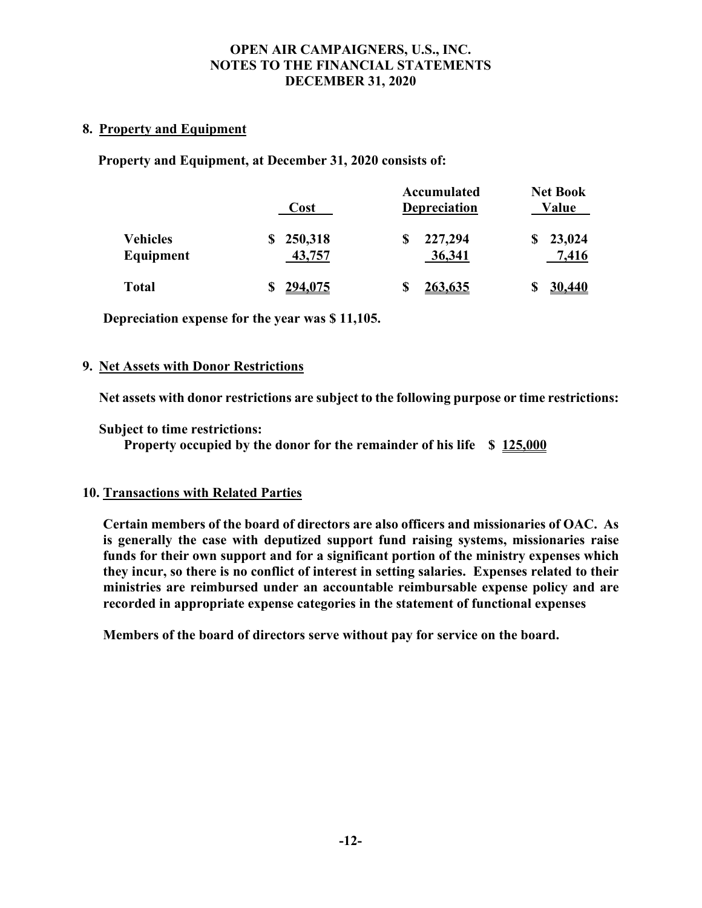**OPEN AIR CAMPAIGNERS, U.S., INC.**
**NOTES TO THE FINANCIAL STATEMENTS**
**DECEMBER 31, 2020**

## 8. Property and Equipment

**Property and Equipment, at December 31, 2020 consists of:**

| | Cost | Accumulated Depreciation | Net Book Value |
|---|---|---|---|
| **Vehicles** | **$ 250,318** | **$ 227,294** | **$ 23,024** |
| **Equipment** | **43,757** | **36,341** | **7,416** |
| **Total** | **$ 294,075** | **$ 263,635** | **$ 30,440** |

**Depreciation expense for the year was $ 11,105.**

## 9. Net Assets with Donor Restrictions

**Net assets with donor restrictions are subject to the following purpose or time restrictions:**

**Subject to time restrictions:**

**Property occupied by the donor for the remainder of his life $ 125,000**

## 10. Transactions with Related Parties

**Certain members of the board of directors are also officers and missionaries of OAC. As is generally the case with deputized support fund raising systems, missionaries raise funds for their own support and for a significant portion of the ministry expenses which they incur, so there is no conflict of interest in setting salaries. Expenses related to their ministries are reimbursed under an accountable reimbursable expense policy and are recorded in appropriate expense categories in the statement of functional expenses**

**Members of the board of directors serve without pay for service on the board.**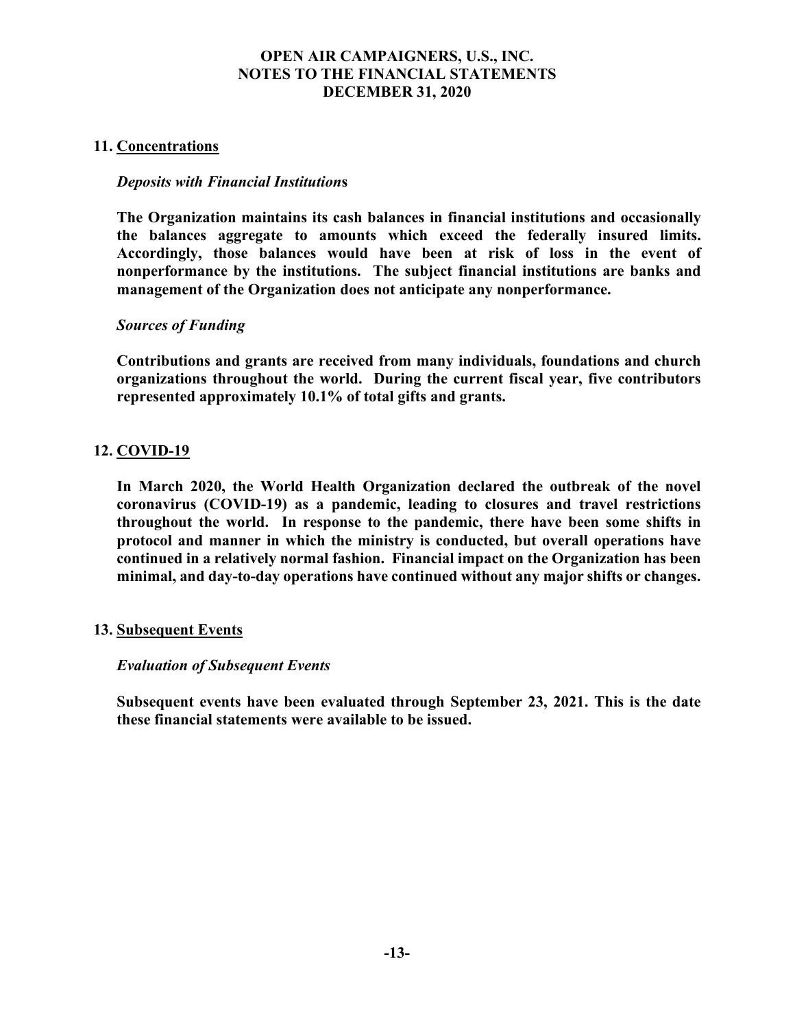## 11. Concentrations

*Deposits with Financial Institutions*

**The Organization maintains its cash balances in financial institutions and occasionally the balances aggregate to amounts which exceed the federally insured limits. Accordingly, those balances would have been at risk of loss in the event of nonperformance by the institutions. The subject financial institutions are banks and management of the Organization does not anticipate any nonperformance.**

*Sources of Funding*

**Contributions and grants are received from many individuals, foundations and church organizations throughout the world. During the current fiscal year, five contributors represented approximately 10.1% of total gifts and grants.**

## 12. COVID-19

**In March 2020, the World Health Organization declared the outbreak of the novel coronavirus (COVID-19) as a pandemic, leading to closures and travel restrictions throughout the world. In response to the pandemic, there have been some shifts in protocol and manner in which the ministry is conducted, but overall operations have continued in a relatively normal fashion. Financial impact on the Organization has been minimal, and day-to-day operations have continued without any major shifts or changes.**

## 13. Subsequent Events

*Evaluation of Subsequent Events*

**Subsequent events have been evaluated through September 23, 2021. This is the date these financial statements were available to be issued.**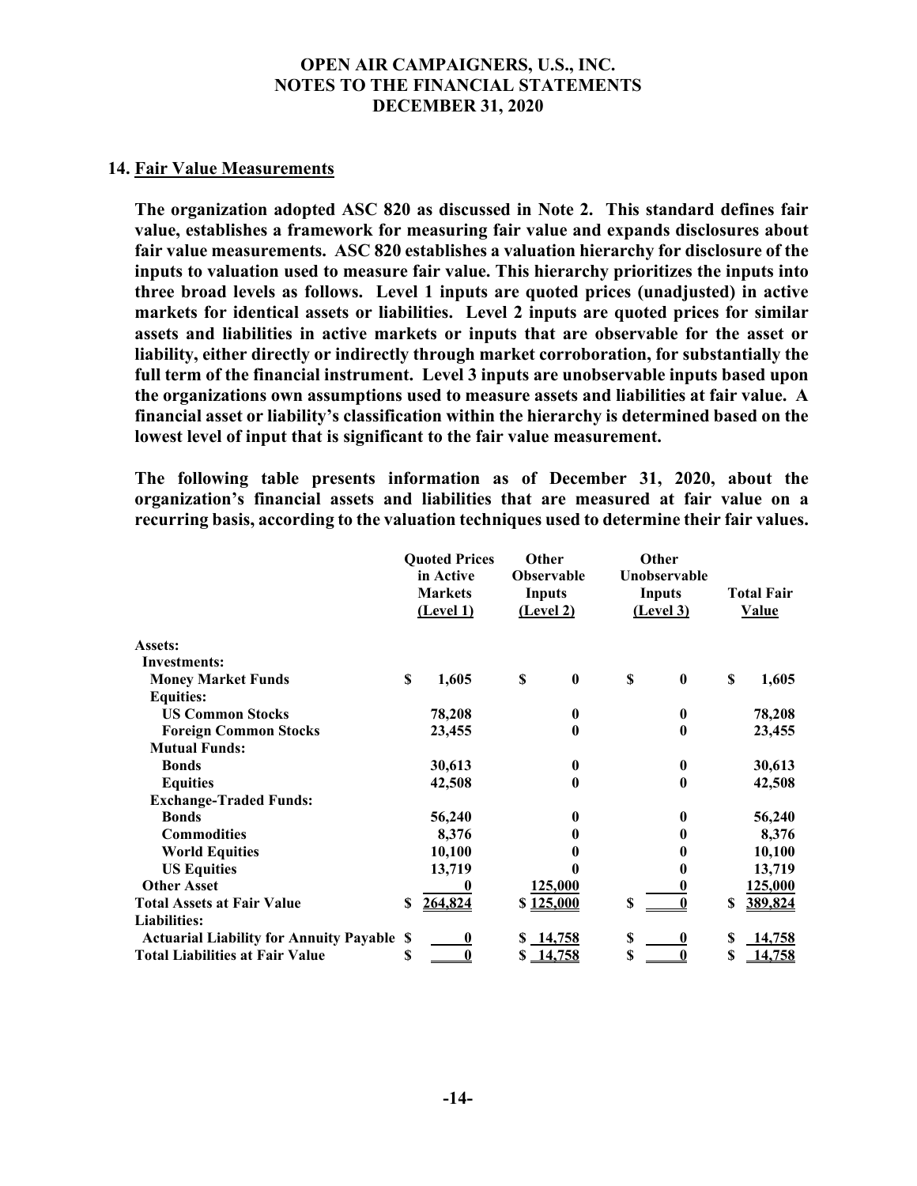## 14. Fair Value Measurements

**The organization adopted ASC 820 as discussed in Note 2. This standard defines fair value, establishes a framework for measuring fair value and expands disclosures about fair value measurements. ASC 820 establishes a valuation hierarchy for disclosure of the inputs to valuation used to measure fair value. This hierarchy prioritizes the inputs into three broad levels as follows. Level 1 inputs are quoted prices (unadjusted) in active markets for identical assets or liabilities. Level 2 inputs are quoted prices for similar assets and liabilities in active markets or inputs that are observable for the asset or liability, either directly or indirectly through market corroboration, for substantially the full term of the financial instrument. Level 3 inputs are unobservable inputs based upon the organizations own assumptions used to measure assets and liabilities at fair value. A financial asset or liability's classification within the hierarchy is determined based on the lowest level of input that is significant to the fair value measurement.**

**The following table presents information as of December 31, 2020, about the organization's financial assets and liabilities that are measured at fair value on a recurring basis, according to the valuation techniques used to determine their fair values.**

| | Quoted Prices in Active Markets (Level 1) | Other Observable Inputs (Level 2) | Other Unobservable Inputs (Level 3) | Total Fair Value |
|---|---|---|---|---|
| **Assets:** | | | | |
| **Investments:** | | | | |
| **Money Market Funds** | $ 1,605 | $ 0 | $ 0 | $ 1,605 |
| **Equities:** | | | | |
| **US Common Stocks** | 78,208 | 0 | 0 | 78,208 |
| **Foreign Common Stocks** | 23,455 | 0 | 0 | 23,455 |
| **Mutual Funds:** | | | | |
| **Bonds** | 30,613 | 0 | 0 | 30,613 |
| **Equities** | 42,508 | 0 | 0 | 42,508 |
| **Exchange-Traded Funds:** | | | | |
| **Bonds** | 56,240 | 0 | 0 | 56,240 |
| **Commodities** | 8,376 | 0 | 0 | 8,376 |
| **World Equities** | 10,100 | 0 | 0 | 10,100 |
| **US Equities** | 13,719 | 0 | 0 | 13,719 |
| **Other Asset** | 0 | 125,000 | 0 | 125,000 |
| **Total Assets at Fair Value** | $ 264,824 | $ 125,000 | $ 0 | $ 389,824 |
| **Liabilities:** | | | | |
| **Actuarial Liability for Annuity Payable** | $ 0 | $ 14,758 | $ 0 | $ 14,758 |
| **Total Liabilities at Fair Value** | $ 0 | $ 14,758 | $ 0 | $ 14,758 |